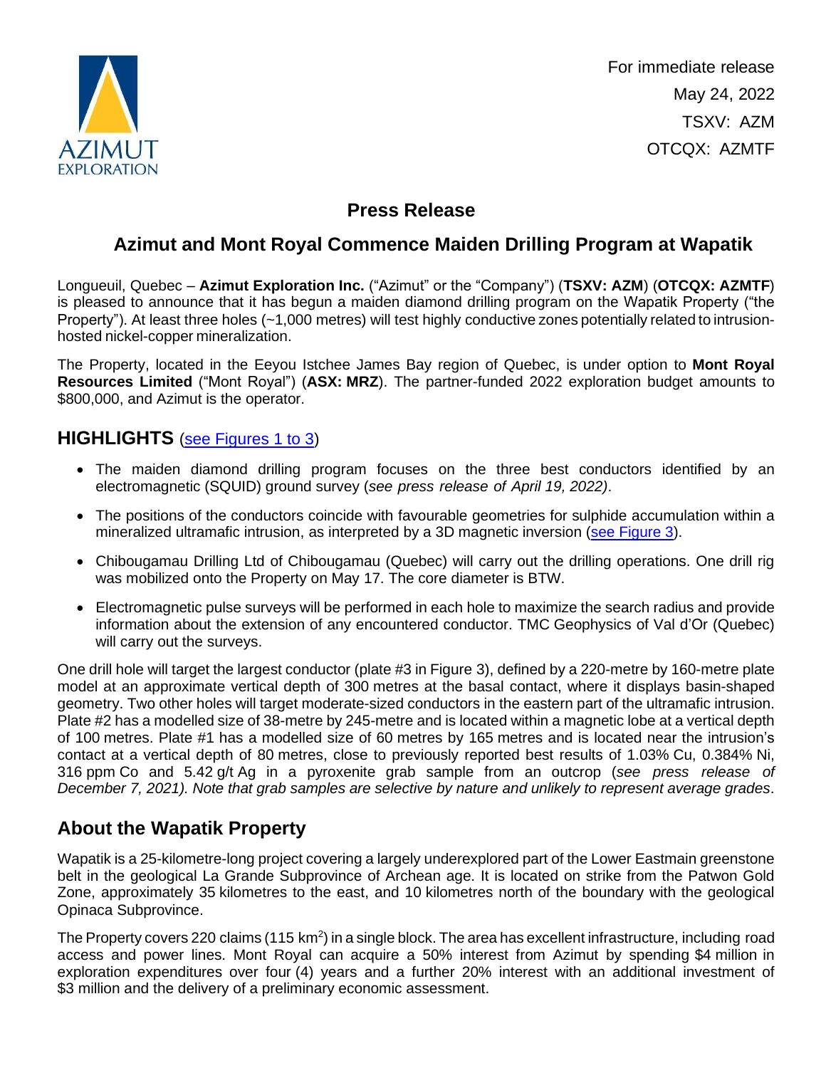AZIMUT EXPLORATION

For immediate release
May 24, 2022
TSXV: AZM
OTCQX: AZMTF

# Press Release

## Azimut and Mont Royal Commence Maiden Drilling Program at Wapatik

Longueuil, Quebec – **Azimut Exploration Inc.** ("Azimut" or the "Company") (**TSXV: AZM**) (**OTCQX: AZMTF**) is pleased to announce that it has begun a maiden diamond drilling program on the Wapatik Property ("the Property"). At least three holes (~1,000 metres) will test highly conductive zones potentially related to intrusion-hosted nickel-copper mineralization.

The Property, located in the Eeyou Istchee James Bay region of Quebec, is under option to **Mont Royal Resources Limited** ("Mont Royal") (**ASX: MRZ**). The partner-funded 2022 exploration budget amounts to $800,000, and Azimut is the operator.

## HIGHLIGHTS (see Figures 1 to 3)

- The maiden diamond drilling program focuses on the three best conductors identified by an electromagnetic (SQUID) ground survey (*see press release of April 19, 2022)*.
- The positions of the conductors coincide with favourable geometries for sulphide accumulation within a mineralized ultramafic intrusion, as interpreted by a 3D magnetic inversion (see Figure 3).
- Chibougamau Drilling Ltd of Chibougamau (Quebec) will carry out the drilling operations. One drill rig was mobilized onto the Property on May 17. The core diameter is BTW.
- Electromagnetic pulse surveys will be performed in each hole to maximize the search radius and provide information about the extension of any encountered conductor. TMC Geophysics of Val d'Or (Quebec) will carry out the surveys.

One drill hole will target the largest conductor (plate #3 in Figure 3), defined by a 220-metre by 160-metre plate model at an approximate vertical depth of 300 metres at the basal contact, where it displays basin-shaped geometry. Two other holes will target moderate-sized conductors in the eastern part of the ultramafic intrusion. Plate #2 has a modelled size of 38-metre by 245-metre and is located within a magnetic lobe at a vertical depth of 100 metres. Plate #1 has a modelled size of 60 metres by 165 metres and is located near the intrusion's contact at a vertical depth of 80 metres, close to previously reported best results of 1.03% Cu, 0.384% Ni, 316 ppm Co and 5.42 g/t Ag in a pyroxenite grab sample from an outcrop (*see press release of December 7, 2021). Note that grab samples are selective by nature and unlikely to represent average grades*.

## About the Wapatik Property

Wapatik is a 25-kilometre-long project covering a largely underexplored part of the Lower Eastmain greenstone belt in the geological La Grande Subprovince of Archean age. It is located on strike from the Patwon Gold Zone, approximately 35 kilometres to the east, and 10 kilometres north of the boundary with the geological Opinaca Subprovince.

The Property covers 220 claims (115 $km^2$) in a single block. The area has excellent infrastructure, including road access and power lines. Mont Royal can acquire a 50% interest from Azimut by spending $4 million in exploration expenditures over four (4) years and a further 20% interest with an additional investment of $3 million and the delivery of a preliminary economic assessment.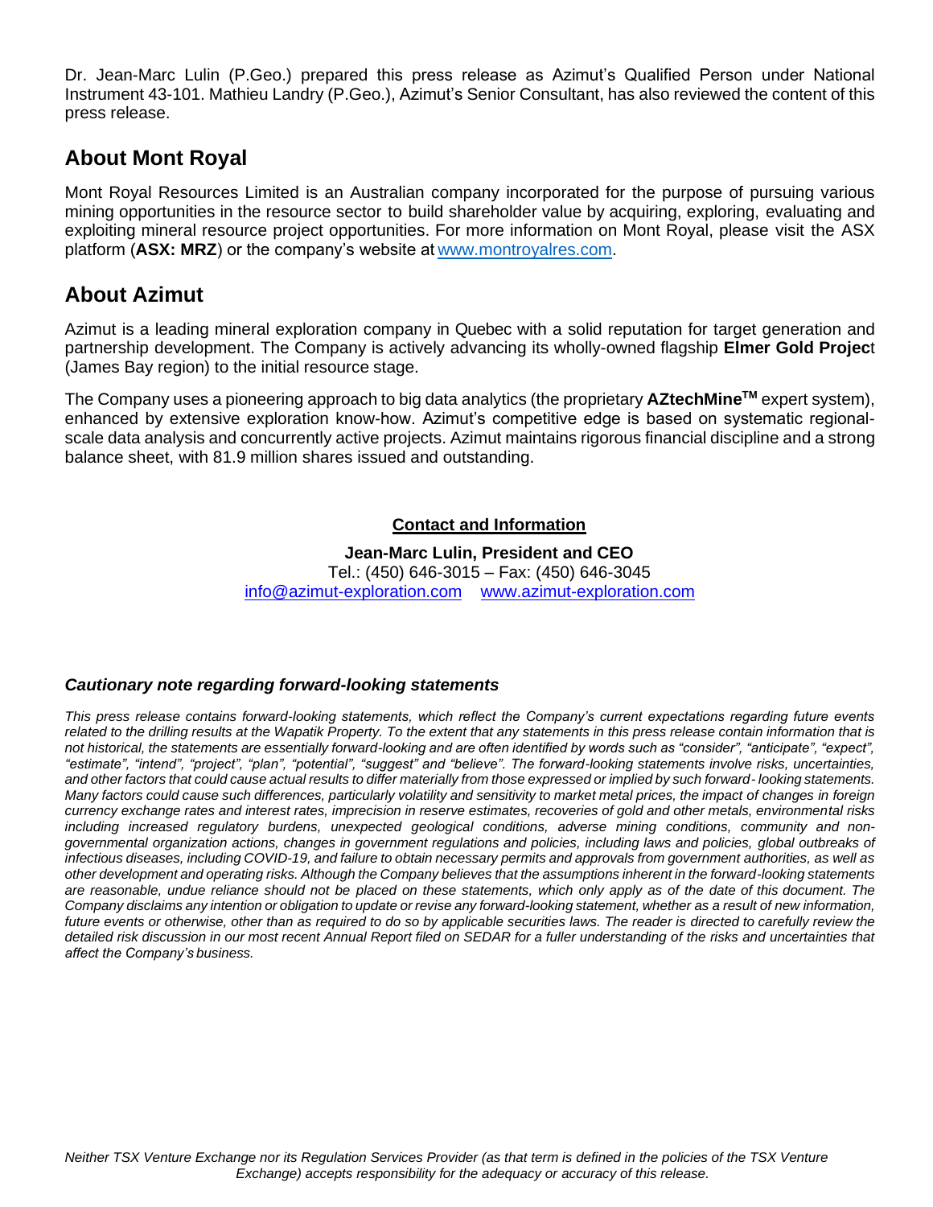Dr. Jean-Marc Lulin (P.Geo.) prepared this press release as Azimut's Qualified Person under National Instrument 43-101. Mathieu Landry (P.Geo.), Azimut's Senior Consultant, has also reviewed the content of this press release.

## About Mont Royal

Mont Royal Resources Limited is an Australian company incorporated for the purpose of pursuing various mining opportunities in the resource sector to build shareholder value by acquiring, exploring, evaluating and exploiting mineral resource project opportunities. For more information on Mont Royal, please visit the ASX platform (**ASX: MRZ**) or the company's website at www.montroyalres.com.

## About Azimut

Azimut is a leading mineral exploration company in Quebec with a solid reputation for target generation and partnership development. The Company is actively advancing its wholly-owned flagship **Elmer Gold Projec**t (James Bay region) to the initial resource stage.

The Company uses a pioneering approach to big data analytics (the proprietary **AZtechMine**TM expert system), enhanced by extensive exploration know-how. Azimut's competitive edge is based on systematic regional-scale data analysis and concurrently active projects. Azimut maintains rigorous financial discipline and a strong balance sheet, with 81.9 million shares issued and outstanding.

**Contact and Information**

**Jean-Marc Lulin, President and CEO**
Tel.: (450) 646-3015 – Fax: (450) 646-3045
info@azimut-exploration.com www.azimut-exploration.com

### *Cautionary note regarding forward-looking statements*

*This press release contains forward-looking statements, which reflect the Company's current expectations regarding future events related to the drilling results at the Wapatik Property. To the extent that any statements in this press release contain information that is not historical, the statements are essentially forward-looking and are often identified by words such as "consider", "anticipate", "expect", "estimate", "intend", "project", "plan", "potential", "suggest" and "believe". The forward-looking statements involve risks, uncertainties, and other factors that could cause actual results to differ materially from those expressed or implied by such forward-looking statements. Many factors could cause such differences, particularly volatility and sensitivity to market metal prices, the impact of changes in foreign currency exchange rates and interest rates, imprecision in reserve estimates, recoveries of gold and other metals, environmental risks including increased regulatory burdens, unexpected geological conditions, adverse mining conditions, community and non-governmental organization actions, changes in government regulations and policies, including laws and policies, global outbreaks of infectious diseases, including COVID-19, and failure to obtain necessary permits and approvals from government authorities, as well as other development and operating risks. Although the Company believes that the assumptions inherent in the forward-looking statements are reasonable, undue reliance should not be placed on these statements, which only apply as of the date of this document. The Company disclaims any intention or obligation to update or revise any forward-looking statement, whether as a result of new information, future events or otherwise, other than as required to do so by applicable securities laws. The reader is directed to carefully review the detailed risk discussion in our most recent Annual Report filed on SEDAR for a fuller understanding of the risks and uncertainties that affect the Company's business.*

*Neither TSX Venture Exchange nor its Regulation Services Provider (as that term is defined in the policies of the TSX Venture Exchange) accepts responsibility for the adequacy or accuracy of this release.*